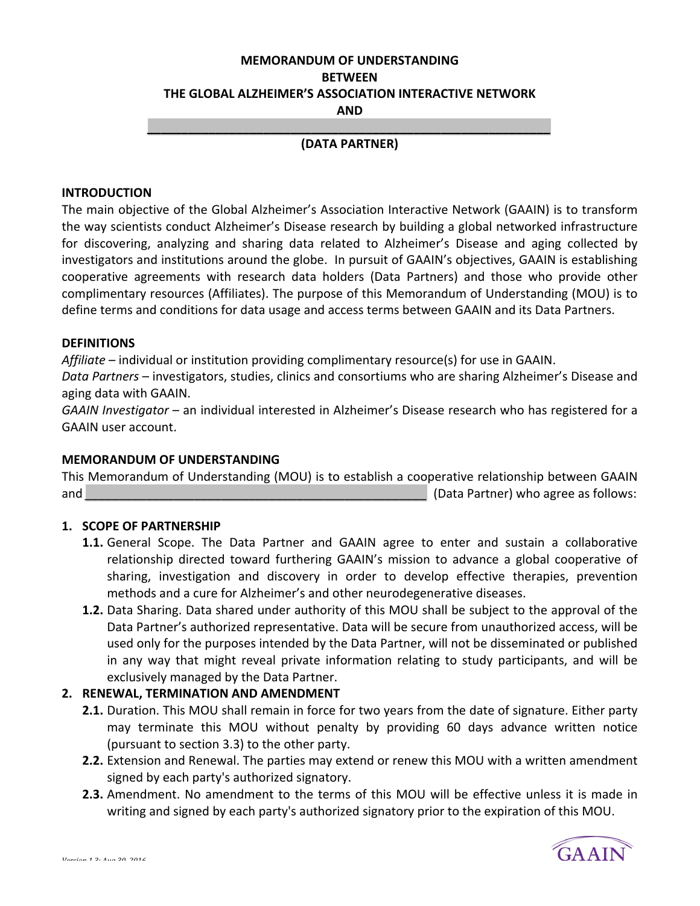**MEMORANDUM OF UNDERSTANDING**
**BETWEEN**
**THE GLOBAL ALZHEIMER'S ASSOCIATION INTERACTIVE NETWORK**
**AND**

**_______________________________________________**

**(DATA PARTNER)**

## INTRODUCTION

The main objective of the Global Alzheimer's Association Interactive Network (GAAIN) is to transform the way scientists conduct Alzheimer's Disease research by building a global networked infrastructure for discovering, analyzing and sharing data related to Alzheimer's Disease and aging collected by investigators and institutions around the globe. In pursuit of GAAIN's objectives, GAAIN is establishing cooperative agreements with research data holders (Data Partners) and those who provide other complimentary resources (Affiliates). The purpose of this Memorandum of Understanding (MOU) is to define terms and conditions for data usage and access terms between GAAIN and its Data Partners.

## DEFINITIONS

*Affiliate* – individual or institution providing complimentary resource(s) for use in GAAIN.
*Data Partners* – investigators, studies, clinics and consortiums who are sharing Alzheimer's Disease and aging data with GAAIN.
*GAAIN Investigator* – an individual interested in Alzheimer's Disease research who has registered for a GAAIN user account.

## MEMORANDUM OF UNDERSTANDING

This Memorandum of Understanding (MOU) is to establish a cooperative relationship between GAAIN and _______________________________________________ (Data Partner) who agree as follows:

### 1. SCOPE OF PARTNERSHIP

- **1.1.** General Scope. The Data Partner and GAAIN agree to enter and sustain a collaborative relationship directed toward furthering GAAIN's mission to advance a global cooperative of sharing, investigation and discovery in order to develop effective therapies, prevention methods and a cure for Alzheimer's and other neurodegenerative diseases.
- **1.2.** Data Sharing. Data shared under authority of this MOU shall be subject to the approval of the Data Partner's authorized representative. Data will be secure from unauthorized access, will be used only for the purposes intended by the Data Partner, will not be disseminated or published in any way that might reveal private information relating to study participants, and will be exclusively managed by the Data Partner.

### 2. RENEWAL, TERMINATION AND AMENDMENT

- **2.1.** Duration. This MOU shall remain in force for two years from the date of signature. Either party may terminate this MOU without penalty by providing 60 days advance written notice (pursuant to section 3.3) to the other party.
- **2.2.** Extension and Renewal. The parties may extend or renew this MOU with a written amendment signed by each party's authorized signatory.
- **2.3.** Amendment. No amendment to the terms of this MOU will be effective unless it is made in writing and signed by each party's authorized signatory prior to the expiration of this MOU.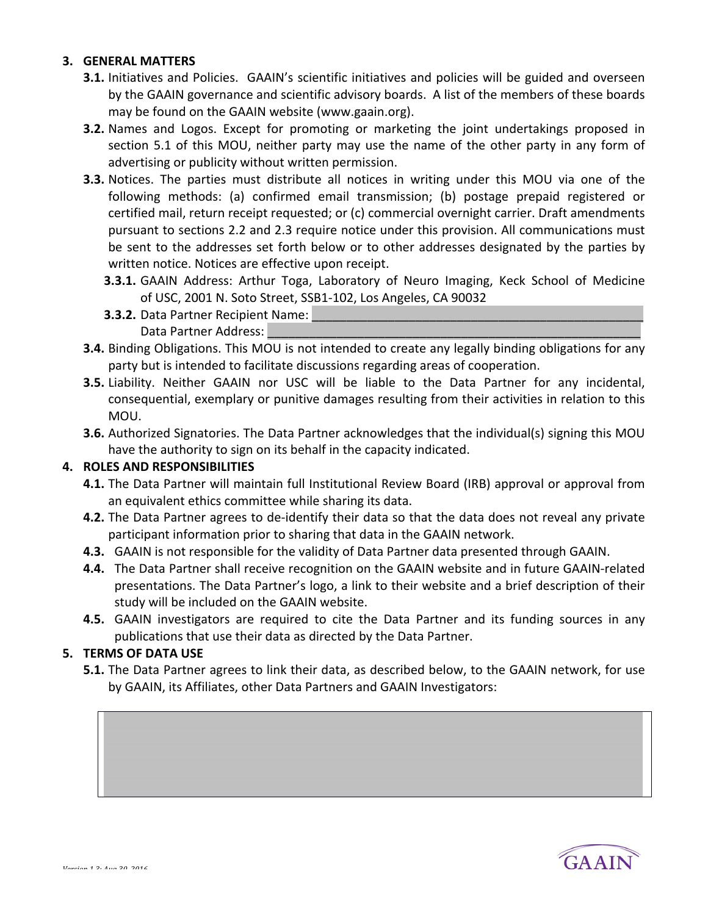## 3. GENERAL MATTERS

**3.1.** Initiatives and Policies. GAAIN's scientific initiatives and policies will be guided and overseen by the GAAIN governance and scientific advisory boards. A list of the members of these boards may be found on the GAAIN website (www.gaain.org).

**3.2.** Names and Logos. Except for promoting or marketing the joint undertakings proposed in section 5.1 of this MOU, neither party may use the name of the other party in any form of advertising or publicity without written permission.

**3.3.** Notices. The parties must distribute all notices in writing under this MOU via one of the following methods: (a) confirmed email transmission; (b) postage prepaid registered or certified mail, return receipt requested; or (c) commercial overnight carrier. Draft amendments pursuant to sections 2.2 and 2.3 require notice under this provision. All communications must be sent to the addresses set forth below or to other addresses designated by the parties by written notice. Notices are effective upon receipt.

- **3.3.1.** GAAIN Address: Arthur Toga, Laboratory of Neuro Imaging, Keck School of Medicine of USC, 2001 N. Soto Street, SSB1-102, Los Angeles, CA 90032
- **3.3.2.** Data Partner Recipient Name: ________________________________________________
  Data Partner Address: ________________________________________________

**3.4.** Binding Obligations. This MOU is not intended to create any legally binding obligations for any party but is intended to facilitate discussions regarding areas of cooperation.

**3.5.** Liability. Neither GAAIN nor USC will be liable to the Data Partner for any incidental, consequential, exemplary or punitive damages resulting from their activities in relation to this MOU.

**3.6.** Authorized Signatories. The Data Partner acknowledges that the individual(s) signing this MOU have the authority to sign on its behalf in the capacity indicated.

## 4. ROLES AND RESPONSIBILITIES

**4.1.** The Data Partner will maintain full Institutional Review Board (IRB) approval or approval from an equivalent ethics committee while sharing its data.

**4.2.** The Data Partner agrees to de-identify their data so that the data does not reveal any private participant information prior to sharing that data in the GAAIN network.

**4.3.** GAAIN is not responsible for the validity of Data Partner data presented through GAAIN.

**4.4.** The Data Partner shall receive recognition on the GAAIN website and in future GAAIN-related presentations. The Data Partner's logo, a link to their website and a brief description of their study will be included on the GAAIN website.

**4.5.** GAAIN investigators are required to cite the Data Partner and its funding sources in any publications that use their data as directed by the Data Partner.

## 5. TERMS OF DATA USE

**5.1.** The Data Partner agrees to link their data, as described below, to the GAAIN network, for use by GAAIN, its Affiliates, other Data Partners and GAAIN Investigators: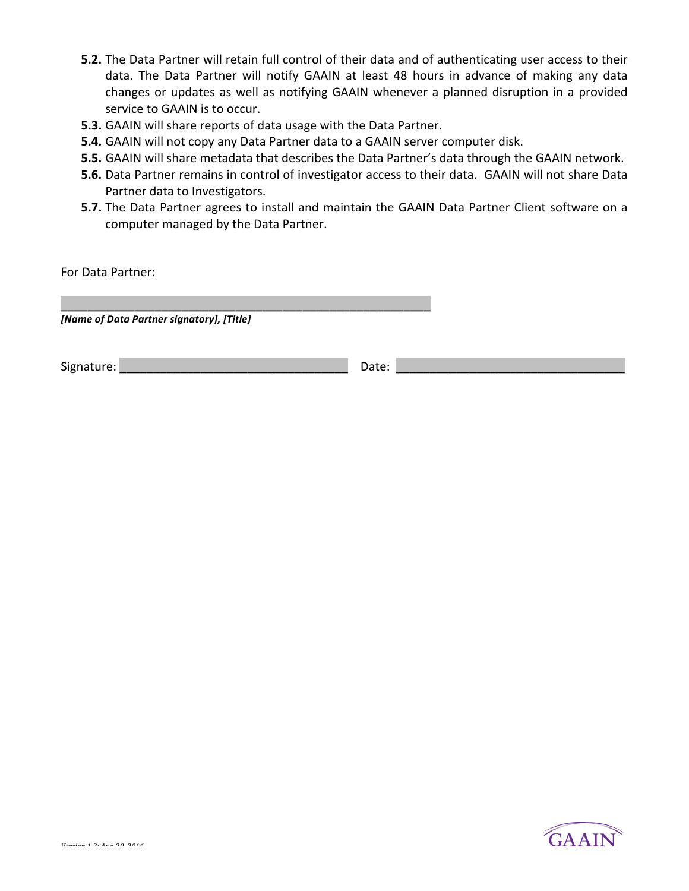**5.2.** The Data Partner will retain full control of their data and of authenticating user access to their data. The Data Partner will notify GAAIN at least 48 hours in advance of making any data changes or updates as well as notifying GAAIN whenever a planned disruption in a provided service to GAAIN is to occur.

**5.3.** GAAIN will share reports of data usage with the Data Partner.

**5.4.** GAAIN will not copy any Data Partner data to a GAAIN server computer disk.

**5.5.** GAAIN will share metadata that describes the Data Partner's data through the GAAIN network.

**5.6.** Data Partner remains in control of investigator access to their data. GAAIN will not share Data Partner data to Investigators.

**5.7.** The Data Partner agrees to install and maintain the GAAIN Data Partner Client software on a computer managed by the Data Partner.

For Data Partner:

\_\_\_\_\_\_\_\_\_\_\_\_\_\_\_\_\_\_\_\_\_\_\_\_\_\_\_\_\_\_\_\_\_\_\_\_\_\_\_\_\_\_\_\_\_\_\_\_

***[Name of Data Partner signatory], [Title]***

Signature: \_\_\_\_\_\_\_\_\_\_\_\_\_\_\_\_\_\_\_\_\_\_\_\_\_\_\_\_\_\_\_\_ Date: \_\_\_\_\_\_\_\_\_\_\_\_\_\_\_\_\_\_\_\_\_\_\_\_\_\_\_\_\_\_\_\_